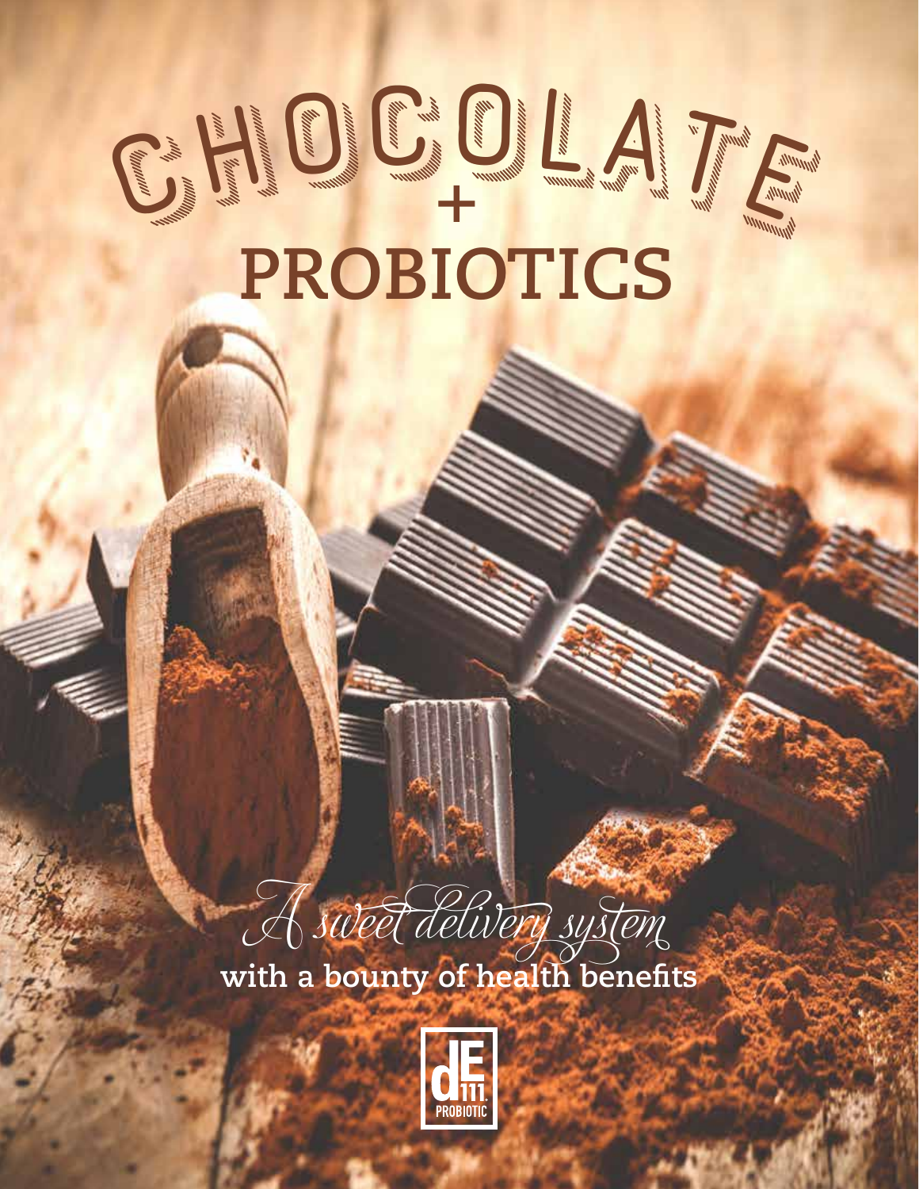# CHOCOLATE + PROBIOTICS

*A sweet delivery system*

**with a bounty of health benefits**

dE 111 PROBIOTIC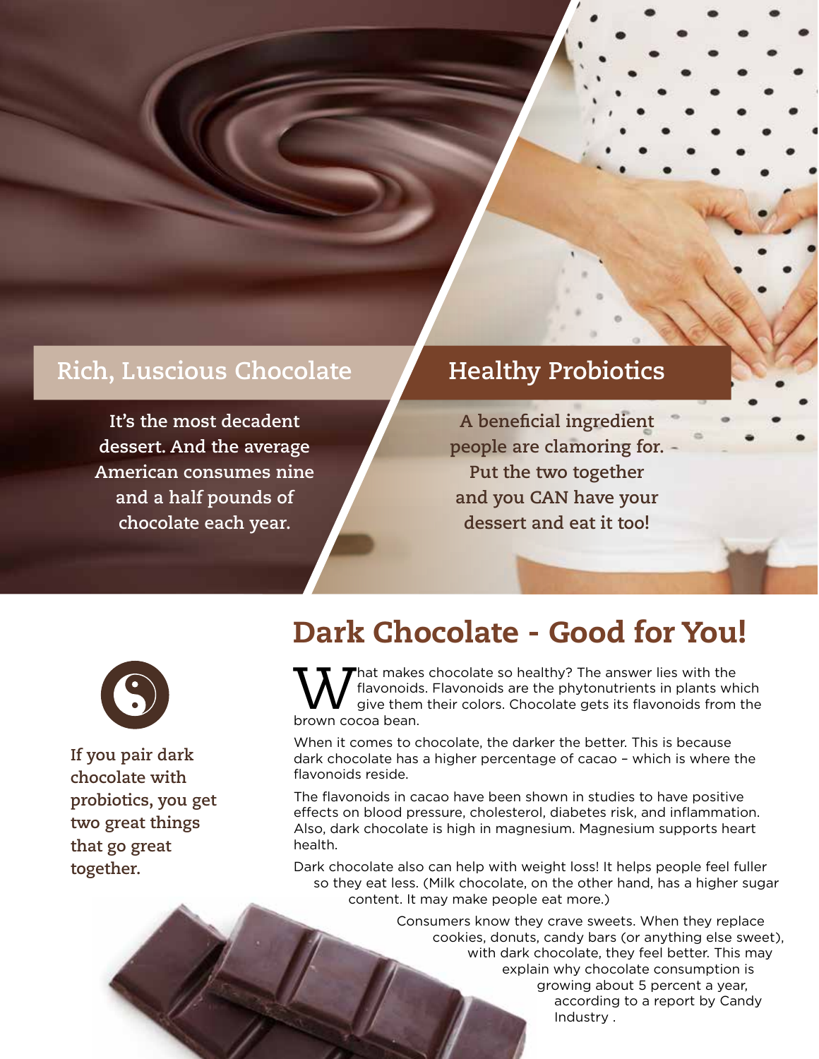## Rich, Luscious Chocolate

**It's the most decadent dessert. And the average American consumes nine and a half pounds of chocolate each year.**

## Healthy Probiotics

**A beneficial ingredient people are clamoring for. Put the two together and you CAN have your dessert and eat it too!**

**If you pair dark chocolate with probiotics, you get two great things that go great together.**

# Dark Chocolate - Good for You!

What makes chocolate so healthy? The answer lies with the flavonoids. Flavonoids are the phytonutrients in plants which give them their colors. Chocolate gets its flavonoids from the brown cocoa bean.

When it comes to chocolate, the darker the better. This is because dark chocolate has a higher percentage of cacao – which is where the flavonoids reside.

The flavonoids in cacao have been shown in studies to have positive effects on blood pressure, cholesterol, diabetes risk, and inflammation. Also, dark chocolate is high in magnesium. Magnesium supports heart health.

Dark chocolate also can help with weight loss! It helps people feel fuller so they eat less. (Milk chocolate, on the other hand, has a higher sugar content. It may make people eat more.)

Consumers know they crave sweets. When they replace cookies, donuts, candy bars (or anything else sweet), with dark chocolate, they feel better. This may explain why chocolate consumption is growing about 5 percent a year, according to a report by Candy Industry .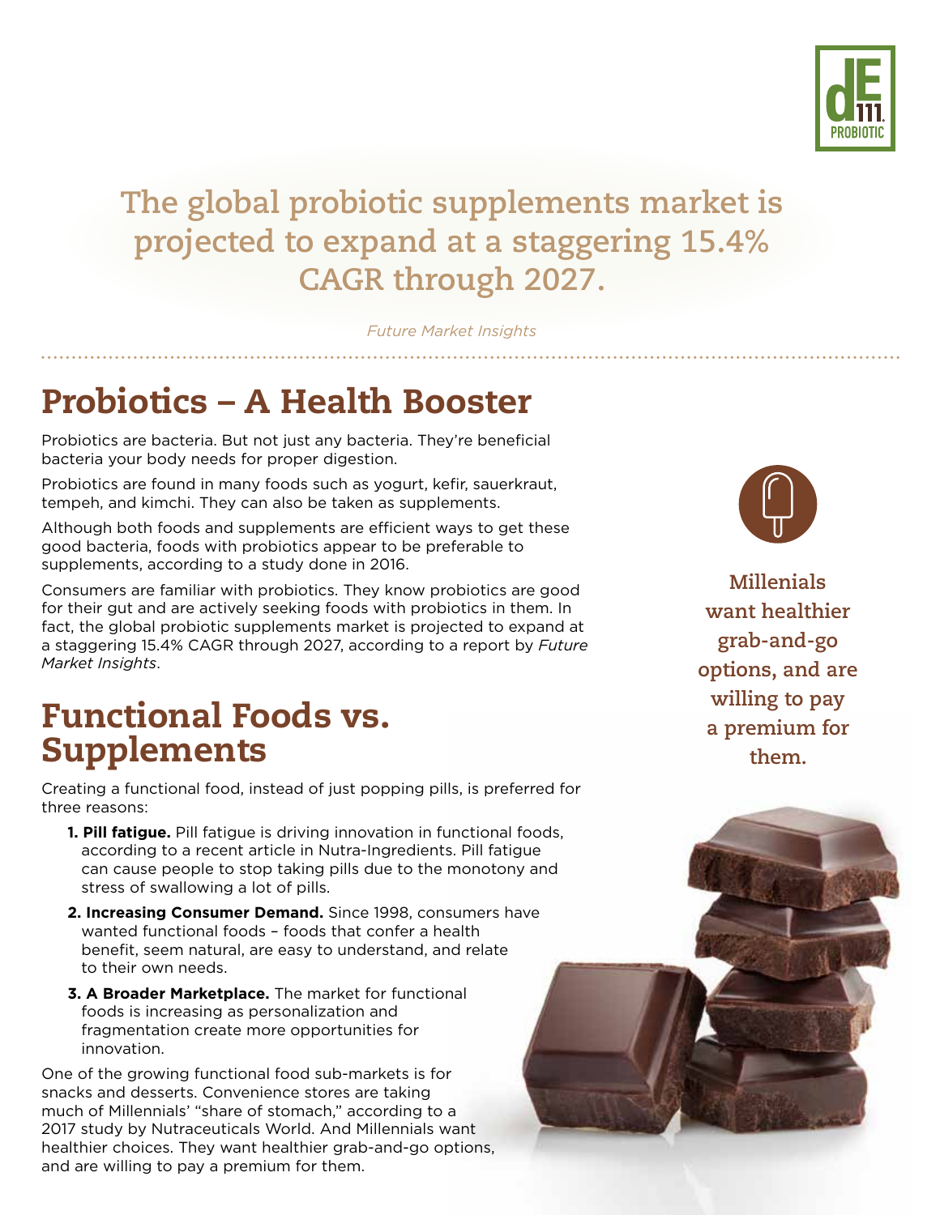> **The global probiotic supplements market is projected to expand at a staggering 15.4% CAGR through 2027.**
>
> *Future Market Insights*

## Probiotics – A Health Booster

Probiotics are bacteria. But not just any bacteria. They're beneficial bacteria your body needs for proper digestion.

Probiotics are found in many foods such as yogurt, kefir, sauerkraut, tempeh, and kimchi. They can also be taken as supplements.

Although both foods and supplements are efficient ways to get these good bacteria, foods with probiotics appear to be preferable to supplements, according to a study done in 2016.

Consumers are familiar with probiotics. They know probiotics are good for their gut and are actively seeking foods with probiotics in them. In fact, the global probiotic supplements market is projected to expand at a staggering 15.4% CAGR through 2027, according to a report by *Future Market Insights*.

## Functional Foods vs. Supplements

Creating a functional food, instead of just popping pills, is preferred for three reasons:

1. **Pill fatigue.** Pill fatigue is driving innovation in functional foods, according to a recent article in Nutra-Ingredients. Pill fatigue can cause people to stop taking pills due to the monotony and stress of swallowing a lot of pills.
2. **Increasing Consumer Demand.** Since 1998, consumers have wanted functional foods – foods that confer a health benefit, seem natural, are easy to understand, and relate to their own needs.
3. **A Broader Marketplace.** The market for functional foods is increasing as personalization and fragmentation create more opportunities for innovation.

One of the growing functional food sub-markets is for snacks and desserts. Convenience stores are taking much of Millennials' "share of stomach," according to a 2017 study by Nutraceuticals World. And Millennials want healthier choices. They want healthier grab-and-go options, and are willing to pay a premium for them.

> **Millenials want healthier grab-and-go options, and are willing to pay a premium for them.**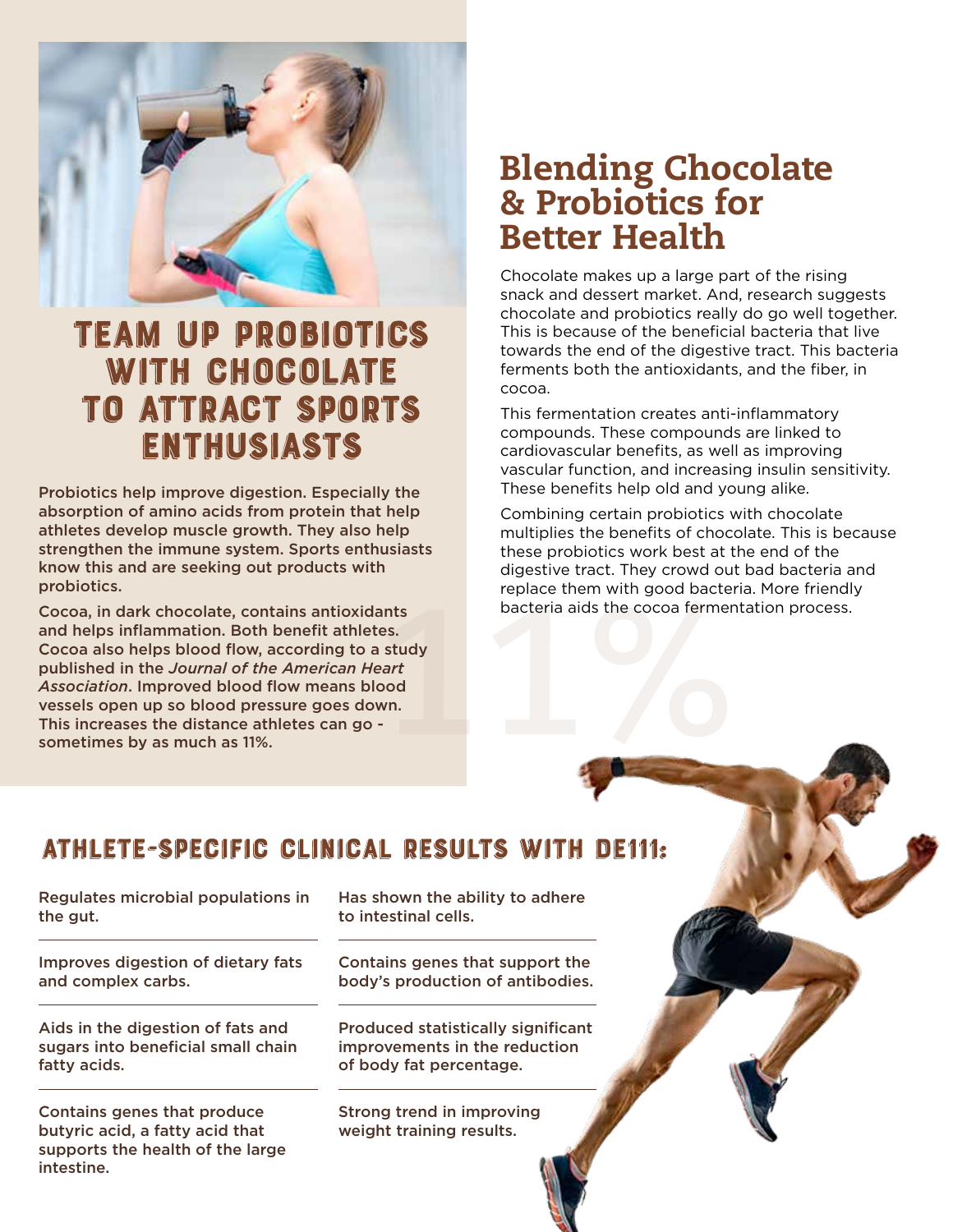## TEAM UP PROBIOTICS WITH CHOCOLATE TO ATTRACT SPORTS ENTHUSIASTS

**Probiotics help improve digestion. Especially the absorption of amino acids from protein that help athletes develop muscle growth. They also help strengthen the immune system. Sports enthusiasts know this and are seeking out products with probiotics.**

**Cocoa, in dark chocolate, contains antioxidants and helps inflammation. Both benefit athletes. Cocoa also helps blood flow, according to a study published in the *Journal of the American Heart Association*. Improved blood flow means blood vessels open up so blood pressure goes down. This increases the distance athletes can go - sometimes by as much as 11%.**

## Blending Chocolate & Probiotics for Better Health

Chocolate makes up a large part of the rising snack and dessert market. And, research suggests chocolate and probiotics really do go well together. This is because of the beneficial bacteria that live towards the end of the digestive tract. This bacteria ferments both the antioxidants, and the fiber, in cocoa.

This fermentation creates anti-inflammatory compounds. These compounds are linked to cardiovascular benefits, as well as improving vascular function, and increasing insulin sensitivity. These benefits help old and young alike.

Combining certain probiotics with chocolate multiplies the benefits of chocolate. This is because these probiotics work best at the end of the digestive tract. They crowd out bad bacteria and replace them with good bacteria. More friendly bacteria aids the cocoa fermentation process.

## ATHLETE-SPECIFIC CLINICAL RESULTS WITH DE111:

- **Regulates microbial populations in the gut.**
- **Improves digestion of dietary fats and complex carbs.**
- **Aids in the digestion of fats and sugars into beneficial small chain fatty acids.**
- **Contains genes that produce butyric acid, a fatty acid that supports the health of the large intestine.**
- **Has shown the ability to adhere to intestinal cells.**
- **Contains genes that support the body's production of antibodies.**
- **Produced statistically significant improvements in the reduction of body fat percentage.**
- **Strong trend in improving weight training results.**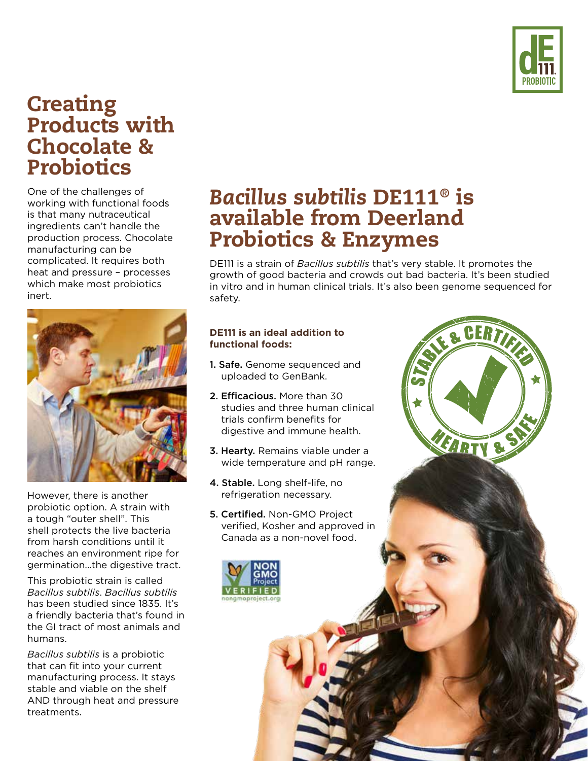# Creating Products with Chocolate & Probiotics

One of the challenges of working with functional foods is that many nutraceutical ingredients can't handle the production process. Chocolate manufacturing can be complicated. It requires both heat and pressure – processes which make most probiotics inert.

However, there is another probiotic option. A strain with a tough "outer shell". This shell protects the live bacteria from harsh conditions until it reaches an environment ripe for germination…the digestive tract.

This probiotic strain is called *Bacillus subtilis*. *Bacillus subtilis* has been studied since 1835. It's a friendly bacteria that's found in the GI tract of most animals and humans.

*Bacillus subtilis* is a probiotic that can fit into your current manufacturing process. It stays stable and viable on the shelf AND through heat and pressure treatments.

## *Bacillus subtilis* DE111® is available from Deerland Probiotics & Enzymes

DE111 is a strain of *Bacillus subtilis* that's very stable. It promotes the growth of good bacteria and crowds out bad bacteria. It's been studied in vitro and in human clinical trials. It's also been genome sequenced for safety.

**DE111 is an ideal addition to functional foods:**

1. **Safe.** Genome sequenced and uploaded to GenBank.
2. **Efficacious.** More than 30 studies and three human clinical trials confirm benefits for digestive and immune health.
3. **Hearty.** Remains viable under a wide temperature and pH range.
4. **Stable.** Long shelf-life, no refrigeration necessary.
5. **Certified.** Non-GMO Project verified, Kosher and approved in Canada as a non-novel food.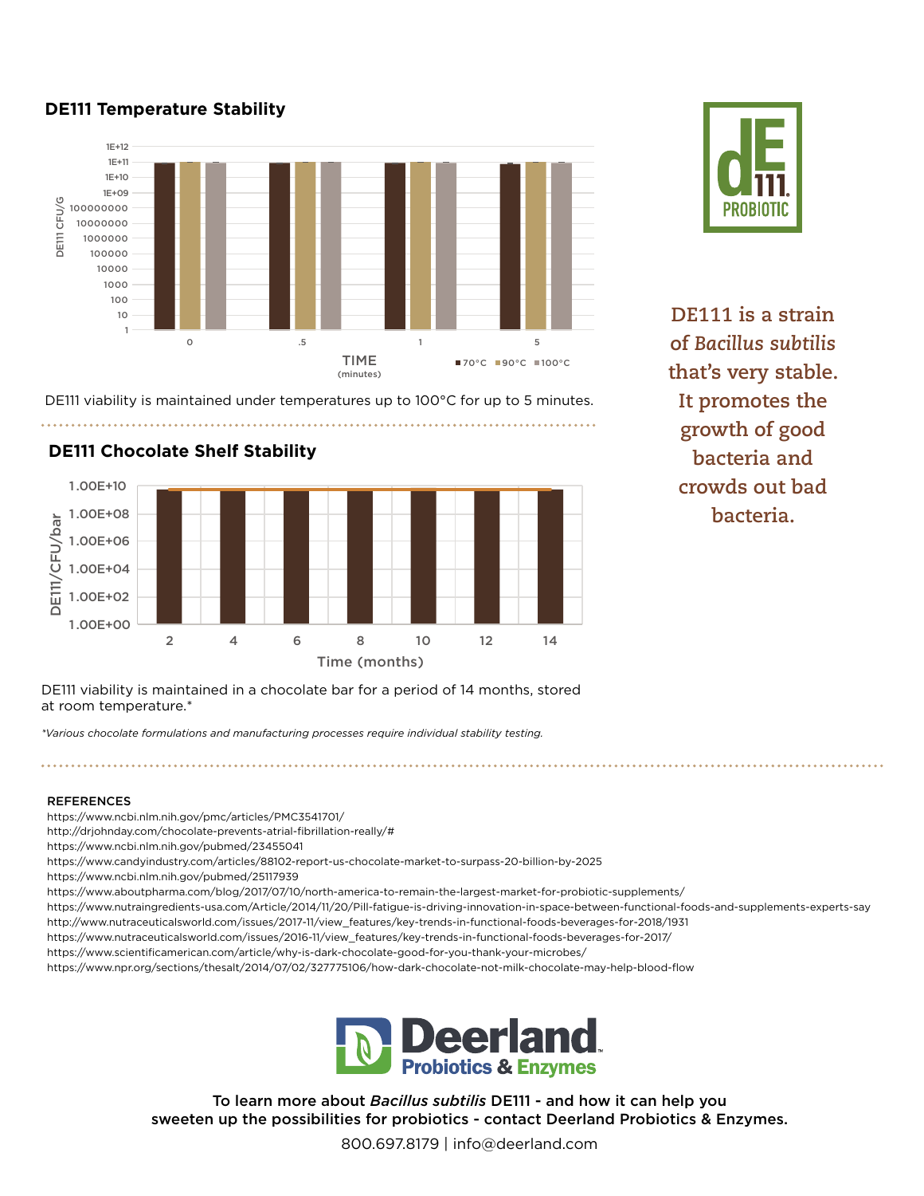## DE111 Temperature Stability

1E+12
1E+11
1E+10
1E+09
100000000
10000000
1000000
100000
10000
1000
100
10
1

DE111 CFU/G

0
.5
1
5

TIME
(minutes)

70°C 90°C 100°C

DE111 viability is maintained under temperatures up to 100°C for up to 5 minutes.

## DE111 Chocolate Shelf Stability

1.00E+10
1.00E+08
1.00E+06
1.00E+04
1.00E+02
1.00E+00

DE111/CFU/bar

2
4
6
8
10
12
14

Time (months)

DE111 viability is maintained in a chocolate bar for a period of 14 months, stored at room temperature.*

*\*Various chocolate formulations and manufacturing processes require individual stability testing.*

dE 111 PROBIOTIC

**DE111 is a strain of *Bacillus subtilis* that's very stable. It promotes the growth of good bacteria and crowds out bad bacteria.**

### REFERENCES

https://www.ncbi.nlm.nih.gov/pmc/articles/PMC3541701/
http://drjohnday.com/chocolate-prevents-atrial-fibrillation-really/#
https://www.ncbi.nlm.nih.gov/pubmed/23455041
https://www.candyindustry.com/articles/88102-report-us-chocolate-market-to-surpass-20-billion-by-2025
https://www.ncbi.nlm.nih.gov/pubmed/25117939
https://www.aboutpharma.com/blog/2017/07/10/north-america-to-remain-the-largest-market-for-probiotic-supplements/
https://www.nutraingredients-usa.com/Article/2014/11/20/Pill-fatigue-is-driving-innovation-in-space-between-functional-foods-and-supplements-experts-say
http://www.nutraceuticalsworld.com/issues/2017-11/view_features/key-trends-in-functional-foods-beverages-for-2018/1931
https://www.nutraceuticalsworld.com/issues/2016-11/view_features/key-trends-in-functional-foods-beverages-for-2017/
https://www.scientificamerican.com/article/why-is-dark-chocolate-good-for-you-thank-your-microbes/
https://www.npr.org/sections/thesalt/2014/07/02/327775106/how-dark-chocolate-not-milk-chocolate-may-help-blood-flow

Deerland Probiotics & Enzymes

To learn more about *Bacillus subtilis* DE111 - and how it can help you sweeten up the possibilities for probiotics - contact Deerland Probiotics & Enzymes.

800.697.8179 | info@deerland.com